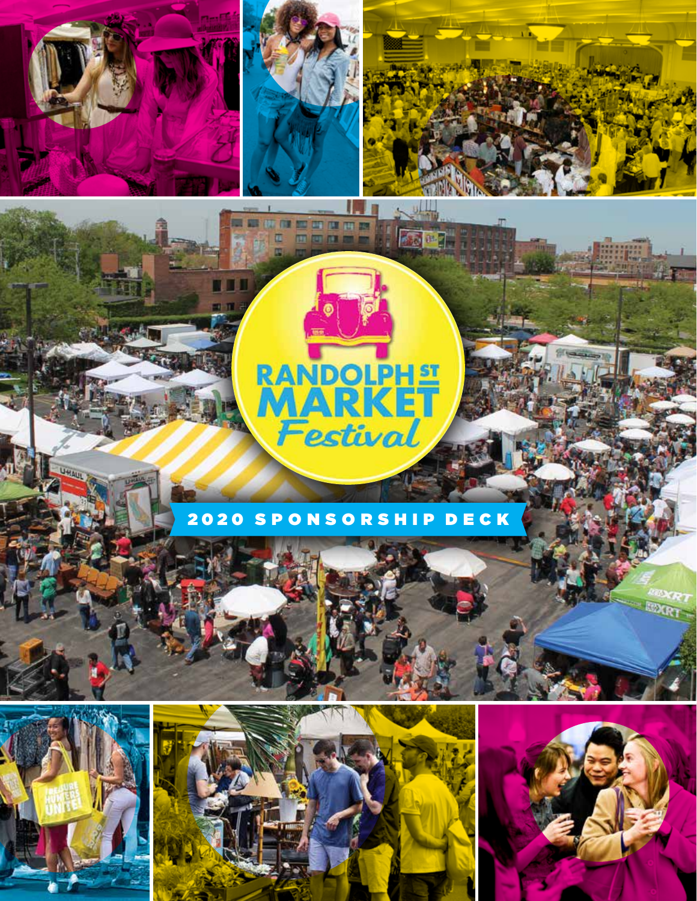# RANDOLPH ST MARKET Festival

## 2020 SPONSORSHIP DECK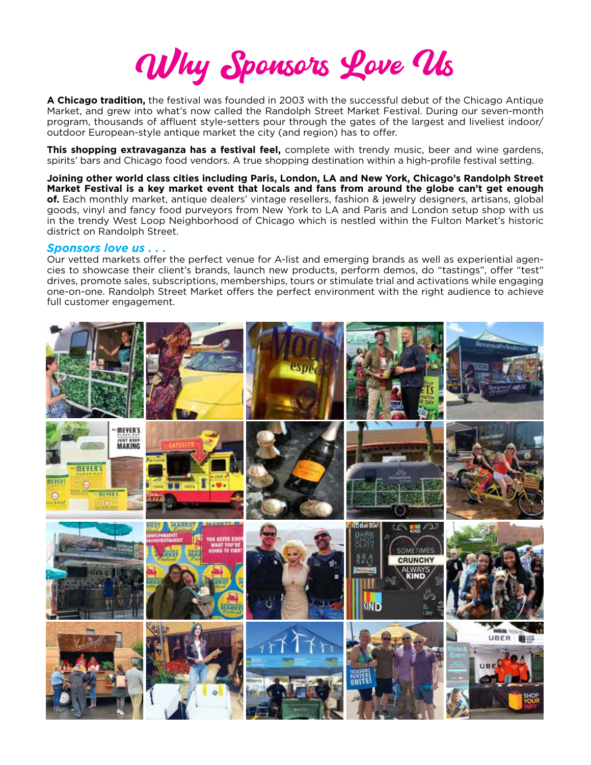# Why Sponsors Love Us

**A Chicago tradition,** the festival was founded in 2003 with the successful debut of the Chicago Antique Market, and grew into what's now called the Randolph Street Market Festival. During our seven-month program, thousands of affluent style-setters pour through the gates of the largest and liveliest indoor/outdoor European-style antique market the city (and region) has to offer.

**This shopping extravaganza has a festival feel,** complete with trendy music, beer and wine gardens, spirits' bars and Chicago food vendors. A true shopping destination within a high-profile festival setting.

**Joining other world class cities including Paris, London, LA and New York, Chicago's Randolph Street Market Festival is a key market event that locals and fans from around the globe can't get enough of.** Each monthly market, antique dealers' vintage resellers, fashion & jewelry designers, artisans, global goods, vinyl and fancy food purveyors from New York to LA and Paris and London setup shop with us in the trendy West Loop Neighborhood of Chicago which is nestled within the Fulton Market's historic district on Randolph Street.

***Sponsors love us . . .***

Our vetted markets offer the perfect venue for A-list and emerging brands as well as experiential agencies to showcase their client's brands, launch new products, perform demos, do "tastings", offer "test" drives, promote sales, subscriptions, memberships, tours or stimulate trial and activations while engaging one-on-one. Randolph Street Market offers the perfect environment with the right audience to achieve full customer engagement.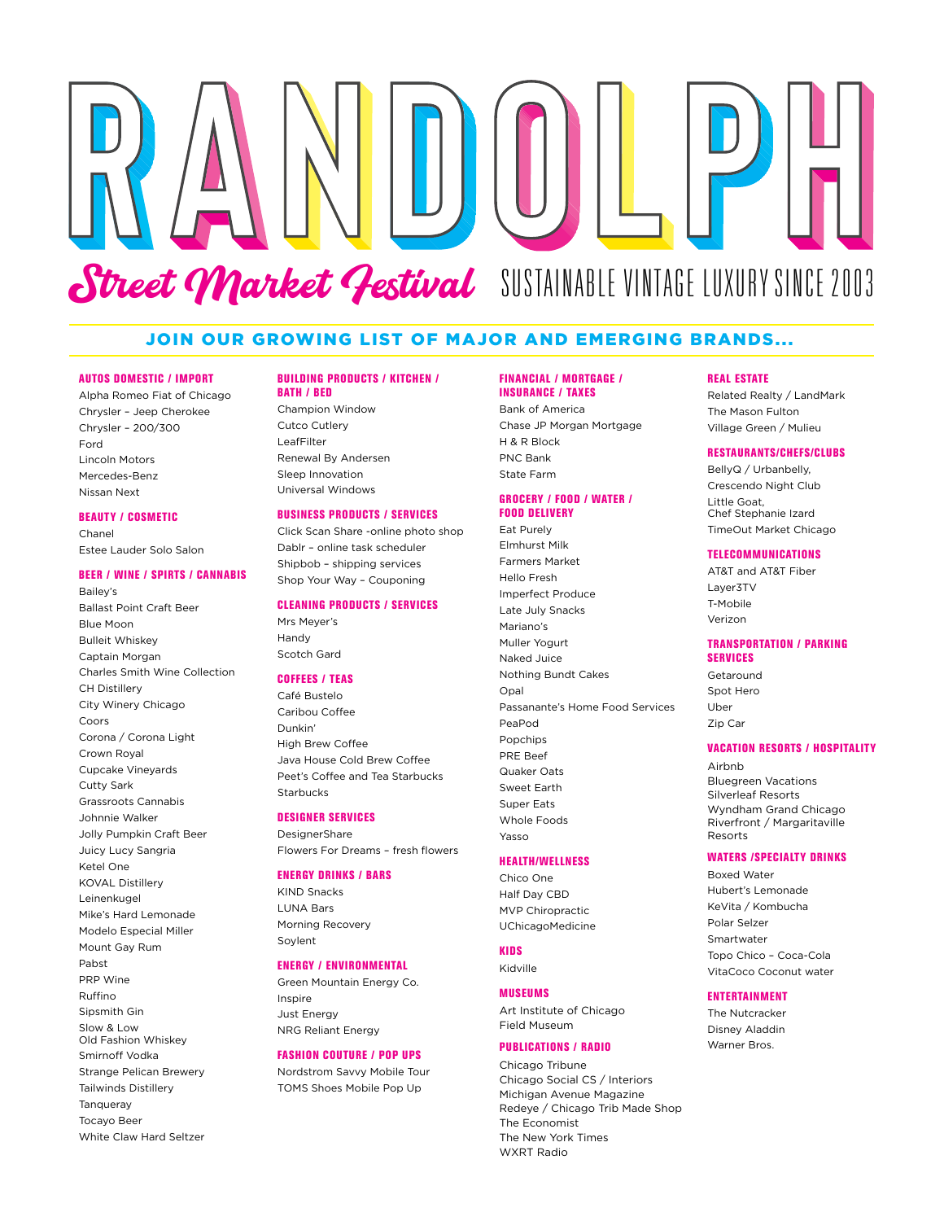# RANDOLPH

## Street Market Festival

SUSTAINABLE VINTAGE LUXURY SINCE 2003

### JOIN OUR GROWING LIST OF MAJOR AND EMERGING BRANDS...

#### AUTOS DOMESTIC / IMPORT

- Alpha Romeo Fiat of Chicago
- Chrysler – Jeep Cherokee
- Chrysler – 200/300
- Ford
- Lincoln Motors
- Mercedes-Benz
- Nissan Next

#### BEAUTY / COSMETIC

- Chanel
- Estee Lauder Solo Salon

#### BEER / WINE / SPIRTS / CANNABIS

- Bailey's
- Ballast Point Craft Beer
- Blue Moon
- Bulleit Whiskey
- Captain Morgan
- Charles Smith Wine Collection
- CH Distillery
- City Winery Chicago
- Coors
- Corona / Corona Light
- Crown Royal
- Cupcake Vineyards
- Cutty Sark
- Grassroots Cannabis
- Johnnie Walker
- Jolly Pumpkin Craft Beer
- Juicy Lucy Sangria
- Ketel One
- KOVAL Distillery
- Leinenkugel
- Mike's Hard Lemonade
- Modelo Especial Miller
- Mount Gay Rum
- Pabst
- PRP Wine
- Ruffino
- Sipsmith Gin
- Slow & Low Old Fashion Whiskey
- Smirnoff Vodka
- Strange Pelican Brewery
- Tailwinds Distillery
- Tanqueray
- Tocayo Beer
- White Claw Hard Seltzer

#### BUILDING PRODUCTS / KITCHEN / BATH / BED

- Champion Window
- Cutco Cutlery
- LeafFilter
- Renewal By Andersen
- Sleep Innovation
- Universal Windows

#### BUSINESS PRODUCTS / SERVICES

- Click Scan Share -online photo shop
- Dablr – online task scheduler
- Shipbob – shipping services
- Shop Your Way – Couponing

#### CLEANING PRODUCTS / SERVICES

- Mrs Meyer's
- Handy
- Scotch Gard

#### COFFEES / TEAS

- Café Bustelo
- Caribou Coffee
- Dunkin'
- High Brew Coffee
- Java House Cold Brew Coffee
- Peet's Coffee and Tea Starbucks
- Starbucks

#### DESIGNER SERVICES

- DesignerShare
- Flowers For Dreams – fresh flowers

#### ENERGY DRINKS / BARS

- KIND Snacks
- LUNA Bars
- Morning Recovery
- Soylent

#### ENERGY / ENVIRONMENTAL

- Green Mountain Energy Co.
- Inspire
- Just Energy
- NRG Reliant Energy

#### FASHION COUTURE / POP UPS

- Nordstrom Savvy Mobile Tour
- TOMS Shoes Mobile Pop Up

#### FINANCIAL / MORTGAGE / INSURANCE / TAXES

- Bank of America
- Chase JP Morgan Mortgage
- H & R Block
- PNC Bank
- State Farm

#### GROCERY / FOOD / WATER / FOOD DELIVERY

- Eat Purely
- Elmhurst Milk
- Farmers Market
- Hello Fresh
- Imperfect Produce
- Late July Snacks
- Mariano's
- Muller Yogurt
- Naked Juice
- Nothing Bundt Cakes
- Opal
- Passanante's Home Food Services
- PeaPod
- Popchips
- PRE Beef
- Quaker Oats
- Sweet Earth
- Super Eats
- Whole Foods
- Yasso

#### HEALTH/WELLNESS

- Chico One
- Half Day CBD
- MVP Chiropractic
- UChicagoMedicine

#### KIDS

- Kidville

#### MUSEUMS

- Art Institute of Chicago
- Field Museum

#### PUBLICATIONS / RADIO

- Chicago Tribune
- Chicago Social CS / Interiors
- Michigan Avenue Magazine
- Redeye / Chicago Trib Made Shop
- The Economist
- The New York Times
- WXRT Radio

#### REAL ESTATE

- Related Realty / LandMark
- The Mason Fulton
- Village Green / Mulieu

#### RESTAURANTS/CHEFS/CLUBS

- BellyQ / Urbanbelly,
- Crescendo Night Club
- Little Goat, Chef Stephanie Izard
- TimeOut Market Chicago

#### TELECOMMUNICATIONS

- AT&T and AT&T Fiber
- Layer3TV
- T-Mobile
- Verizon

#### TRANSPORTATION / PARKING SERVICES

- Getaround
- Spot Hero
- Uber
- Zip Car

#### VACATION RESORTS / HOSPITALITY

- Airbnb
- Bluegreen Vacations
- Silverleaf Resorts
- Wyndham Grand Chicago Riverfront / Margaritaville Resorts

#### WATERS /SPECIALTY DRINKS

- Boxed Water
- Hubert's Lemonade
- KeVita / Kombucha
- Polar Selzer
- Smartwater
- Topo Chico – Coca-Cola
- VitaCoco Coconut water

#### ENTERTAINMENT

- The Nutcracker
- Disney Aladdin
- Warner Bros.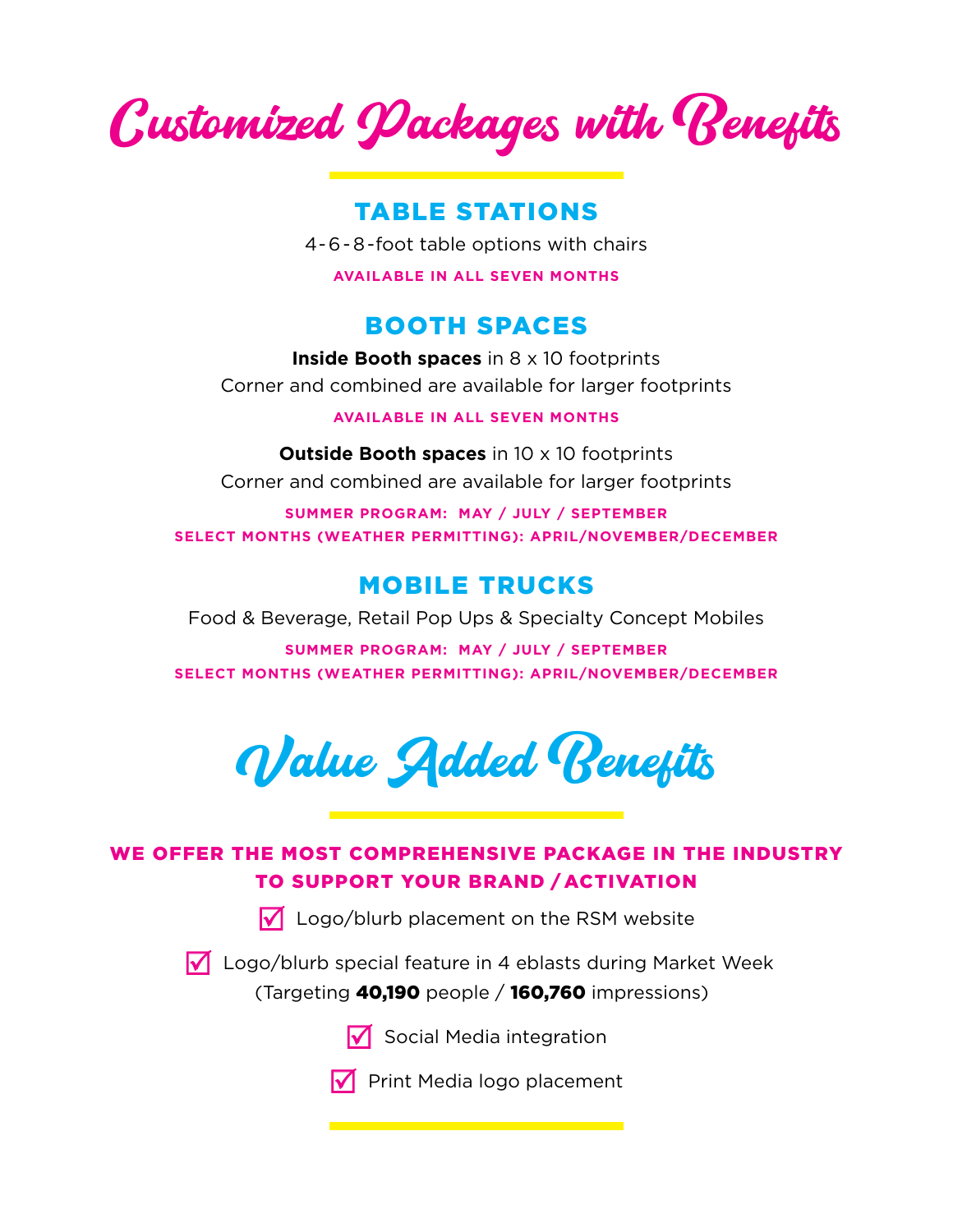# Customized Packages with Benefits

## TABLE STATIONS

4-6-8-foot table options with chairs

**AVAILABLE IN ALL SEVEN MONTHS**

## BOOTH SPACES

**Inside Booth spaces** in 8 x 10 footprints

Corner and combined are available for larger footprints

**AVAILABLE IN ALL SEVEN MONTHS**

**Outside Booth spaces** in 10 x 10 footprints

Corner and combined are available for larger footprints

**SUMMER PROGRAM: MAY / JULY / SEPTEMBER**

**SELECT MONTHS (WEATHER PERMITTING): APRIL/NOVEMBER/DECEMBER**

## MOBILE TRUCKS

Food & Beverage, Retail Pop Ups & Specialty Concept Mobiles

**SUMMER PROGRAM: MAY / JULY / SEPTEMBER**

**SELECT MONTHS (WEATHER PERMITTING): APRIL/NOVEMBER/DECEMBER**

# Value Added Benefits

**WE OFFER THE MOST COMPREHENSIVE PACKAGE IN THE INDUSTRY TO SUPPORT YOUR BRAND / ACTIVATION**

- ☑ Logo/blurb placement on the RSM website
- ☑ Logo/blurb special feature in 4 eblasts during Market Week (Targeting **40,190** people / **160,760** impressions)
- ☑ Social Media integration
- ☑ Print Media logo placement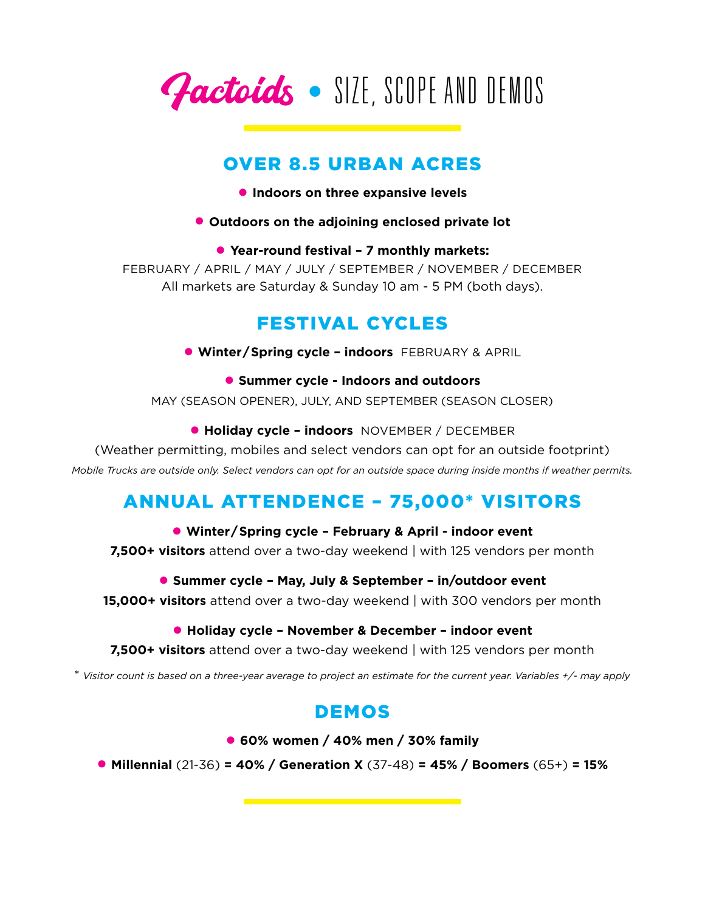# *Factoids* • SIZE, SCOPE AND DEMOS

## OVER 8.5 URBAN ACRES

- **Indoors on three expansive levels**
- **Outdoors on the adjoining enclosed private lot**
- **Year-round festival – 7 monthly markets:**

FEBRUARY / APRIL / MAY / JULY / SEPTEMBER / NOVEMBER / DECEMBER
All markets are Saturday & Sunday 10 am - 5 PM (both days).

## FESTIVAL CYCLES

- **Winter/Spring cycle – indoors** FEBRUARY & APRIL
- **Summer cycle - Indoors and outdoors**

MAY (SEASON OPENER), JULY, AND SEPTEMBER (SEASON CLOSER)

- **Holiday cycle – indoors** NOVEMBER / DECEMBER

(Weather permitting, mobiles and select vendors can opt for an outside footprint)

*Mobile Trucks are outside only. Select vendors can opt for an outside space during inside months if weather permits.*

## ANNUAL ATTENDENCE – 75,000* VISITORS

- **Winter/Spring cycle – February & April - indoor event**

**7,500+ visitors** attend over a two-day weekend | with 125 vendors per month

- **Summer cycle – May, July & September – in/outdoor event**

**15,000+ visitors** attend over a two-day weekend | with 300 vendors per month

- **Holiday cycle – November & December – indoor event**

**7,500+ visitors** attend over a two-day weekend | with 125 vendors per month

\* *Visitor count is based on a three-year average to project an estimate for the current year. Variables +/- may apply*

## DEMOS

- **60% women / 40% men / 30% family**
- **Millennial** (21-36) **= 40% / Generation X** (37-48) **= 45% / Boomers** (65+) **= 15%**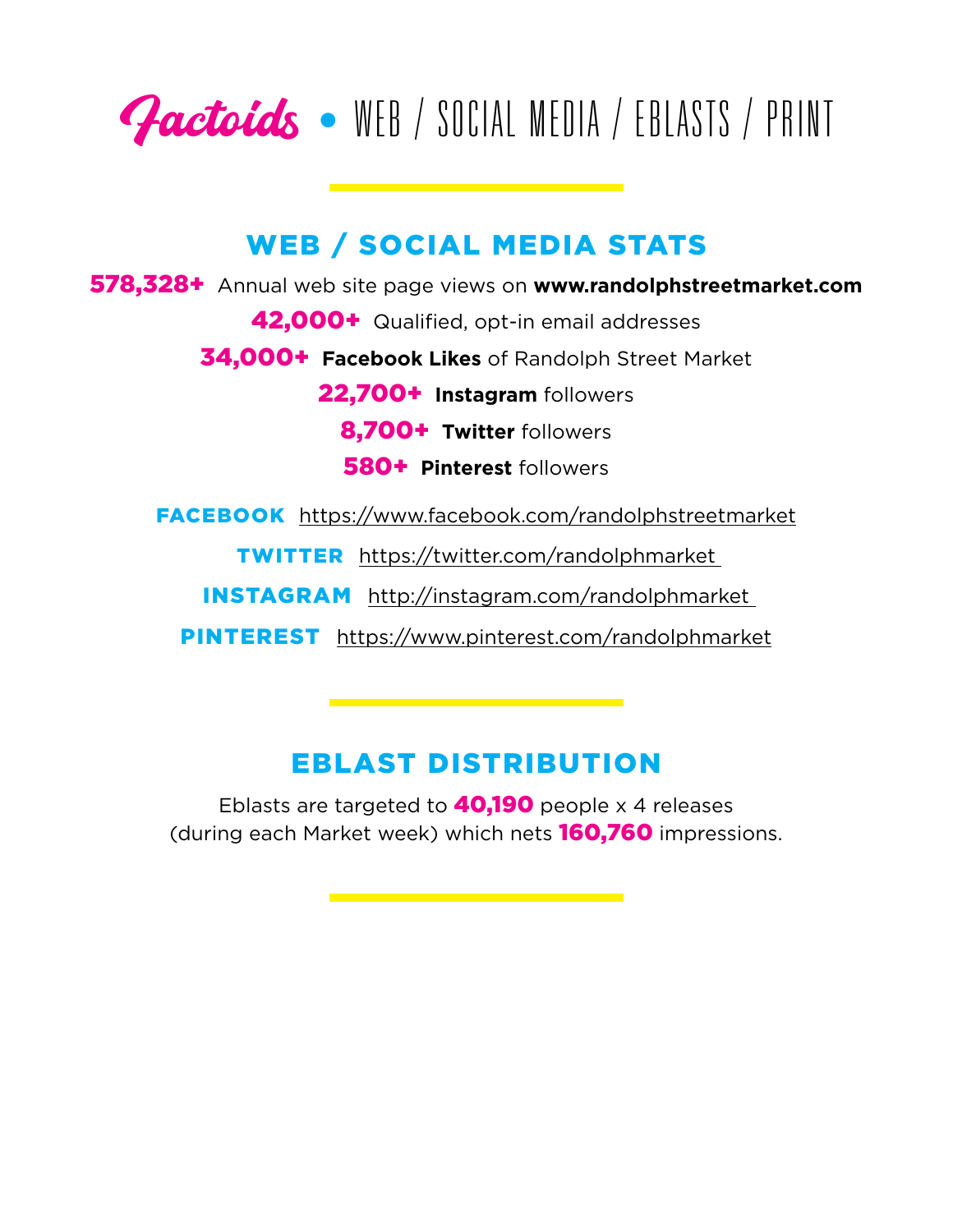# *Factoids* • WEB / SOCIAL MEDIA / EBLASTS / PRINT

## WEB / SOCIAL MEDIA STATS

**578,328+** Annual web site page views on **www.randolphstreetmarket.com**

**42,000+** Qualified, opt-in email addresses

**34,000+** **Facebook Likes** of Randolph Street Market

**22,700+** **Instagram** followers

**8,700+** **Twitter** followers

**580+** **Pinterest** followers

**FACEBOOK** https://www.facebook.com/randolphstreetmarket

**TWITTER** https://twitter.com/randolphmarket

**INSTAGRAM** http://instagram.com/randolphmarket

**PINTEREST** https://www.pinterest.com/randolphmarket

## EBLAST DISTRIBUTION

Eblasts are targeted to **40,190** people x 4 releases (during each Market week) which nets **160,760** impressions.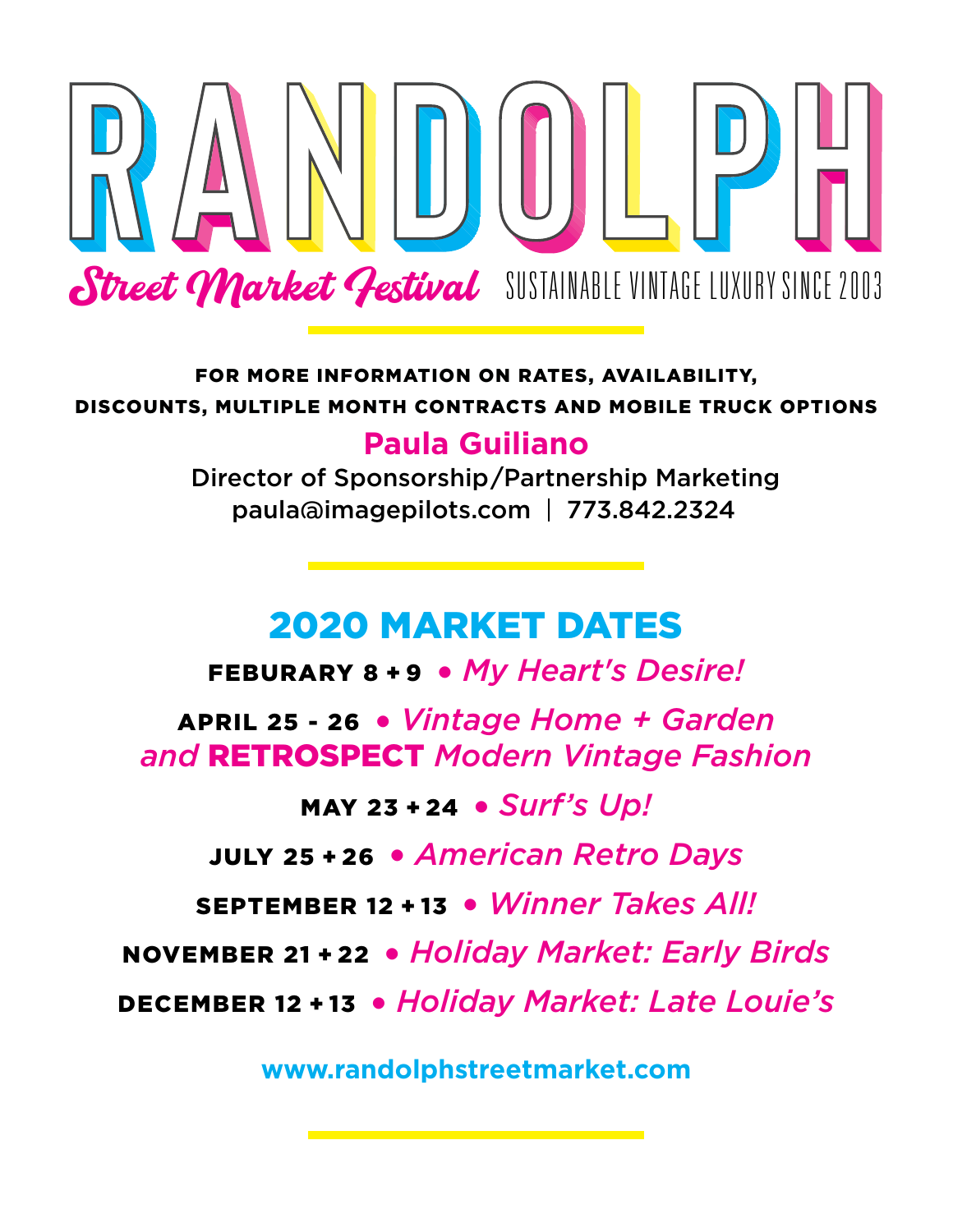# RANDOLPH

*Street Market Festival* SUSTAINABLE VINTAGE LUXURY SINCE 2003

**FOR MORE INFORMATION ON RATES, AVAILABILITY, DISCOUNTS, MULTIPLE MONTH CONTRACTS AND MOBILE TRUCK OPTIONS**

**Paula Guiliano**
Director of Sponsorship/Partnership Marketing
paula@imagepilots.com | 773.842.2324

## 2020 MARKET DATES

**FEBURARY 8 + 9** • *My Heart's Desire!*

**APRIL 25 - 26** • *Vintage Home + Garden and* **RETROSPECT** *Modern Vintage Fashion*

**MAY 23 + 24** • *Surf's Up!*

**JULY 25 + 26** • *American Retro Days*

**SEPTEMBER 12 + 13** • *Winner Takes All!*

**NOVEMBER 21 + 22** • *Holiday Market: Early Birds*

**DECEMBER 12 + 13** • *Holiday Market: Late Louie's*

**www.randolphstreetmarket.com**